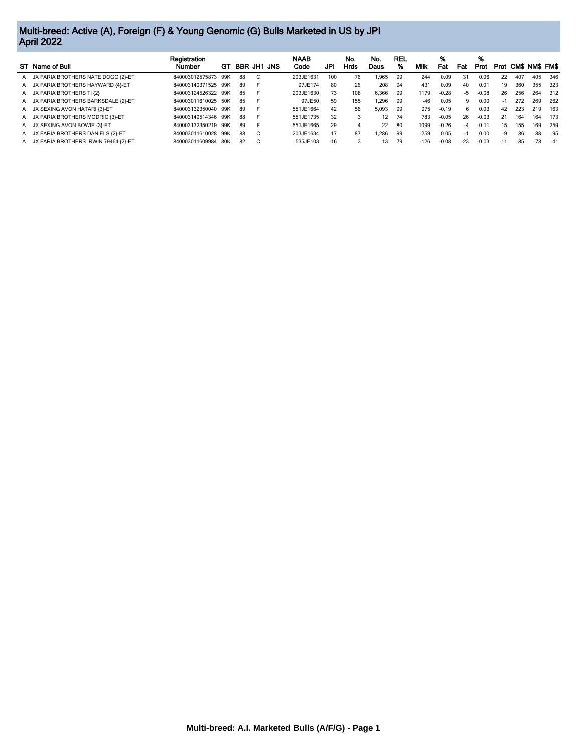# Multi-breed: Active (A), Foreign (F) & Young Genomic (G) Bulls Marketed in US by JPI
## April 2022

| ST | Name of Bull | Registration Number | GT | BBR | JH1 | JNS | NAAB Code | JPI | No. Hrds | No. Daus | REL % | Milk | % Fat | Fat | % Prot | Prot | CM$ | NM$ | FM$ |
|---|---|---|---|---|---|---|---|---|---|---|---|---|---|---|---|---|---|---|---|
| A | JX FARIA BROTHERS NATE DOGG {2}-ET | 840003012575873 | 99K | 88 | C | | 203JE1631 | 100 | 76 | 1,965 | 99 | 244 | 0.09 | 31 | 0.06 | 22 | 407 | 405 | 346 |
| A | JX FARIA BROTHERS HAYWARD {4}-ET | 840003140371525 | 99K | 89 | F | | 97JE174 | 80 | 26 | 208 | 94 | 431 | 0.09 | 40 | 0.01 | 19 | 360 | 355 | 323 |
| A | JX FARIA BROTHERS TI {2} | 840003124526322 | 99K | 85 | F | | 203JE1630 | 73 | 108 | 6,366 | 99 | 1179 | -0.28 | -5 | -0.08 | 26 | 256 | 264 | 312 |
| A | JX FARIA BROTHERS BARKSDALE {2}-ET | 840003011610025 | 50K | 85 | F | | 97JE50 | 59 | 155 | 1,296 | 99 | -46 | 0.05 | 9 | 0.00 | -1 | 272 | 269 | 262 |
| A | JX SEXING AVON HATARI {3}-ET | 840003132350040 | 99K | 89 | F | | 551JE1664 | 42 | 56 | 5,093 | 99 | 975 | -0.19 | 6 | 0.03 | 42 | 223 | 219 | 163 |
| A | JX FARIA BROTHERS MODRIC {3}-ET | 840003149514346 | 99K | 88 | F | | 551JE1735 | 32 | 3 | 12 | 74 | 783 | -0.05 | 26 | -0.03 | 21 | 164 | 164 | 173 |
| A | JX SEXING AVON BOWIE {3}-ET | 840003132350219 | 99K | 89 | F | | 551JE1665 | 29 | 4 | 22 | 80 | 1099 | -0.26 | -4 | -0.11 | 15 | 155 | 169 | 259 |
| A | JX FARIA BROTHERS DANIELS {2}-ET | 840003011610028 | 99K | 88 | C | | 203JE1634 | 17 | 87 | 1,286 | 99 | -259 | 0.05 | -1 | 0.00 | -9 | 86 | 88 | 95 |
| A | JX FARIA BROTHERS IRWIN 79464 {2}-ET | 840003011609984 | 80K | 82 | C | | 535JE103 | -16 | 3 | 13 | 79 | -126 | -0.08 | -23 | -0.03 | -11 | -85 | -78 | -41 |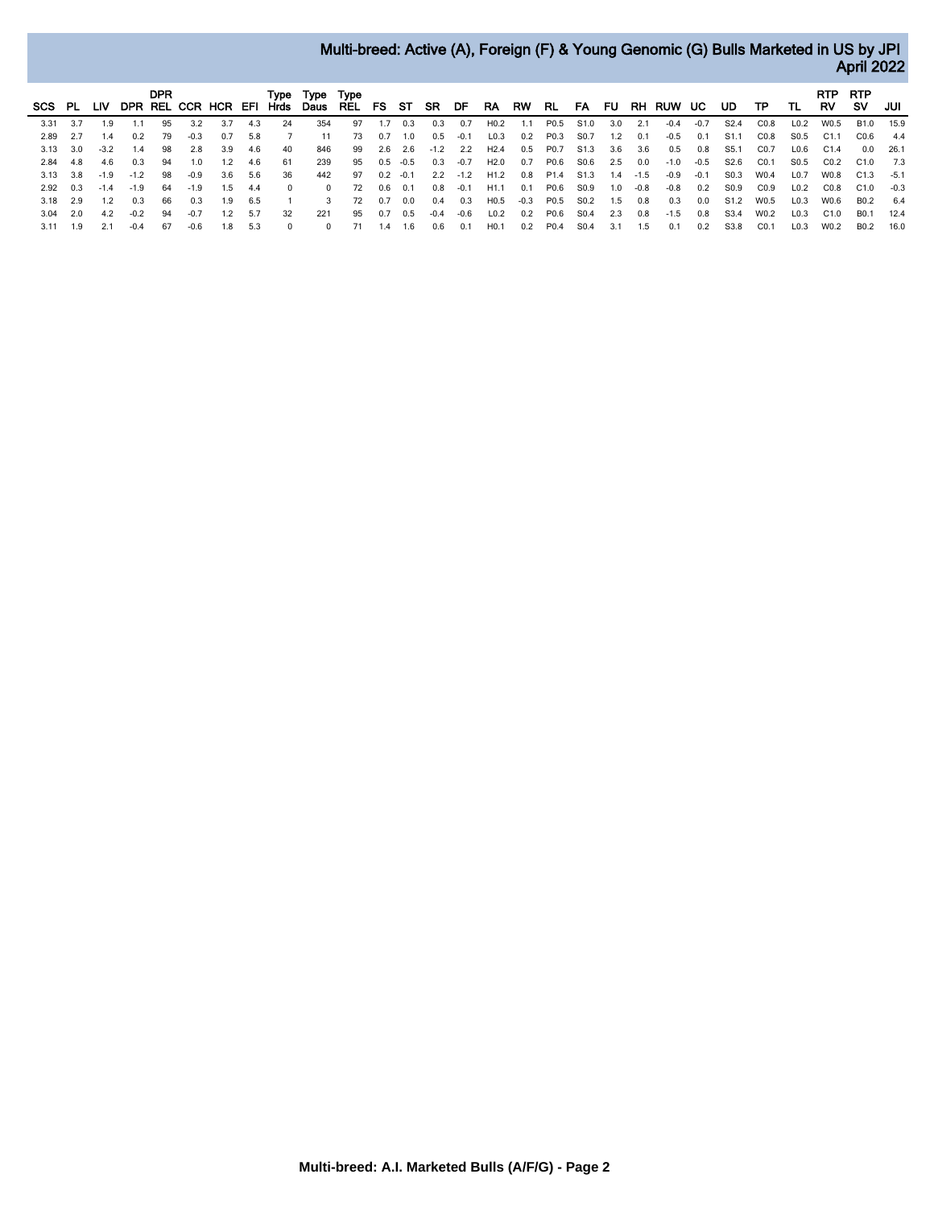## Multi-breed: Active (A), Foreign (F) & Young Genomic (G) Bulls Marketed in US by JPI

April 2022

| SCS | PL | LIV | DPR | DPR REL | CCR | HCR | EFI | Type Hrds | Type Daus | Type REL | FS | ST | SR | DF | RA | RW | RL | FA | FU | RH | RUW | UC | UD | TP | TL | RTP RV | RTP SV | JUI |
|---|---|---|---|---|---|---|---|---|---|---|---|---|---|---|---|---|---|---|---|---|---|---|---|---|---|---|---|---|
| 3.31 | 3.7 | 1.9 | 1.1 | 95 | 3.2 | 3.7 | 4.3 | 24 | 354 | 97 | 1.7 | 0.3 | 0.3 | 0.7 | H0.2 | 1.1 | P0.5 | S1.0 | 3.0 | 2.1 | -0.4 | -0.7 | S2.4 | C0.8 | L0.2 | W0.5 | B1.0 | 15.9 |
| 2.89 | 2.7 | 1.4 | 0.2 | 79 | -0.3 | 0.7 | 5.8 | 7 | 11 | 73 | 0.7 | 1.0 | 0.5 | -0.1 | L0.3 | 0.2 | P0.3 | S0.7 | 1.2 | 0.1 | -0.5 | 0.1 | S1.1 | C0.8 | S0.5 | C1.1 | C0.6 | 4.4 |
| 3.13 | 3.0 | -3.2 | 1.4 | 98 | 2.8 | 3.9 | 4.6 | 40 | 846 | 99 | 2.6 | 2.6 | -1.2 | 2.2 | H2.4 | 0.5 | P0.7 | S1.3 | 3.6 | 3.6 | 0.5 | 0.8 | S5.1 | C0.7 | L0.6 | C1.4 | 0.0 | 26.1 |
| 2.84 | 4.8 | 4.6 | 0.3 | 94 | 1.0 | 1.2 | 4.6 | 61 | 239 | 95 | 0.5 | -0.5 | 0.3 | -0.7 | H2.0 | 0.7 | P0.6 | S0.6 | 2.5 | 0.0 | -1.0 | -0.5 | S2.6 | C0.1 | S0.5 | C0.2 | C1.0 | 7.3 |
| 3.13 | 3.8 | -1.9 | -1.2 | 98 | -0.9 | 3.6 | 5.6 | 36 | 442 | 97 | 0.2 | -0.1 | 2.2 | -1.2 | H1.2 | 0.8 | P1.4 | S1.3 | 1.4 | -1.5 | -0.9 | -0.1 | S0.3 | W0.4 | L0.7 | W0.8 | C1.3 | -5.1 |
| 2.92 | 0.3 | -1.4 | -1.9 | 64 | -1.9 | 1.5 | 4.4 | 0 | 0 | 72 | 0.6 | 0.1 | 0.8 | -0.1 | H1.1 | 0.1 | P0.6 | S0.9 | 1.0 | -0.8 | -0.8 | 0.2 | S0.9 | C0.9 | L0.2 | C0.8 | C1.0 | -0.3 |
| 3.18 | 2.9 | 1.2 | 0.3 | 66 | 0.3 | 1.9 | 6.5 | 1 | 3 | 72 | 0.7 | 0.0 | 0.4 | 0.3 | H0.5 | -0.3 | P0.5 | S0.2 | 1.5 | 0.8 | 0.3 | 0.0 | S1.2 | W0.5 | L0.3 | W0.6 | B0.2 | 6.4 |
| 3.04 | 2.0 | 4.2 | -0.2 | 94 | -0.7 | 1.2 | 5.7 | 32 | 221 | 95 | 0.7 | 0.5 | -0.4 | -0.6 | L0.2 | 0.2 | P0.6 | S0.4 | 2.3 | 0.8 | -1.5 | 0.8 | S3.4 | W0.2 | L0.3 | C1.0 | B0.1 | 12.4 |
| 3.11 | 1.9 | 2.1 | -0.4 | 67 | -0.6 | 1.8 | 5.3 | 0 | 0 | 71 | 1.4 | 1.6 | 0.6 | 0.1 | H0.1 | 0.2 | P0.4 | S0.4 | 3.1 | 1.5 | 0.1 | 0.2 | S3.8 | C0.1 | L0.3 | W0.2 | B0.2 | 16.0 |